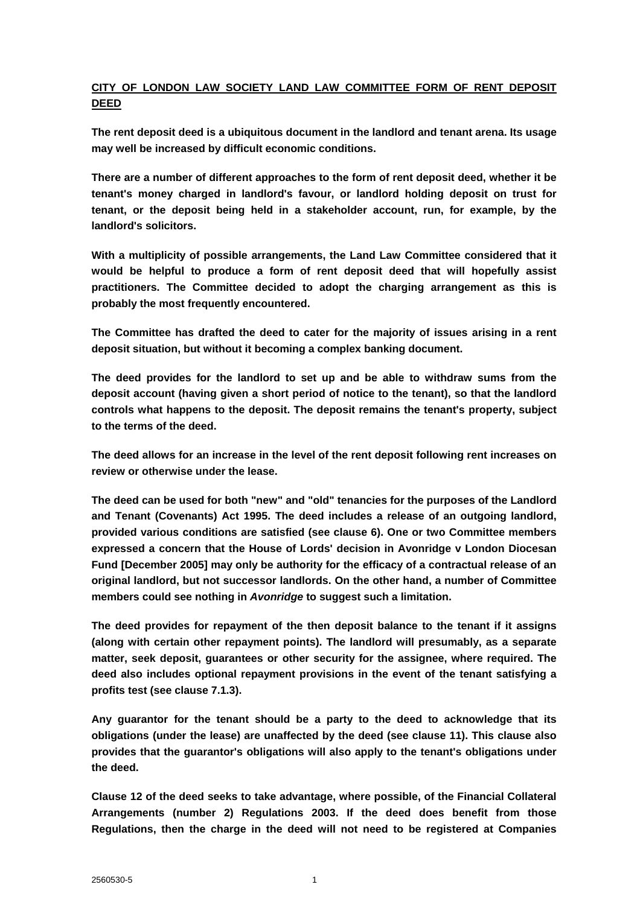**CITY OF LONDON LAW SOCIETY LAND LAW COMMITTEE FORM OF RENT DEPOSIT DEED**

**The rent deposit deed is a ubiquitous document in the landlord and tenant arena. Its usage may well be increased by difficult economic conditions.**

**There are a number of different approaches to the form of rent deposit deed, whether it be tenant's money charged in landlord's favour, or landlord holding deposit on trust for tenant, or the deposit being held in a stakeholder account, run, for example, by the landlord's solicitors.**

**With a multiplicity of possible arrangements, the Land Law Committee considered that it would be helpful to produce a form of rent deposit deed that will hopefully assist practitioners. The Committee decided to adopt the charging arrangement as this is probably the most frequently encountered.**

**The Committee has drafted the deed to cater for the majority of issues arising in a rent deposit situation, but without it becoming a complex banking document.**

**The deed provides for the landlord to set up and be able to withdraw sums from the deposit account (having given a short period of notice to the tenant), so that the landlord controls what happens to the deposit. The deposit remains the tenant's property, subject to the terms of the deed.**

**The deed allows for an increase in the level of the rent deposit following rent increases on review or otherwise under the lease.**

**The deed can be used for both "new" and "old" tenancies for the purposes of the Landlord and Tenant (Covenants) Act 1995. The deed includes a release of an outgoing landlord, provided various conditions are satisfied (see clause 6). One or two Committee members expressed a concern that the House of Lords' decision in Avonridge v London Diocesan Fund [December 2005] may only be authority for the efficacy of a contractual release of an original landlord, but not successor landlords. On the other hand, a number of Committee members could see nothing in *Avonridge* to suggest such a limitation.**

**The deed provides for repayment of the then deposit balance to the tenant if it assigns (along with certain other repayment points). The landlord will presumably, as a separate matter, seek deposit, guarantees or other security for the assignee, where required. The deed also includes optional repayment provisions in the event of the tenant satisfying a profits test (see clause 7.1.3).**

**Any guarantor for the tenant should be a party to the deed to acknowledge that its obligations (under the lease) are unaffected by the deed (see clause 11). This clause also provides that the guarantor's obligations will also apply to the tenant's obligations under the deed.**

**Clause 12 of the deed seeks to take advantage, where possible, of the Financial Collateral Arrangements (number 2) Regulations 2003. If the deed does benefit from those Regulations, then the charge in the deed will not need to be registered at Companies**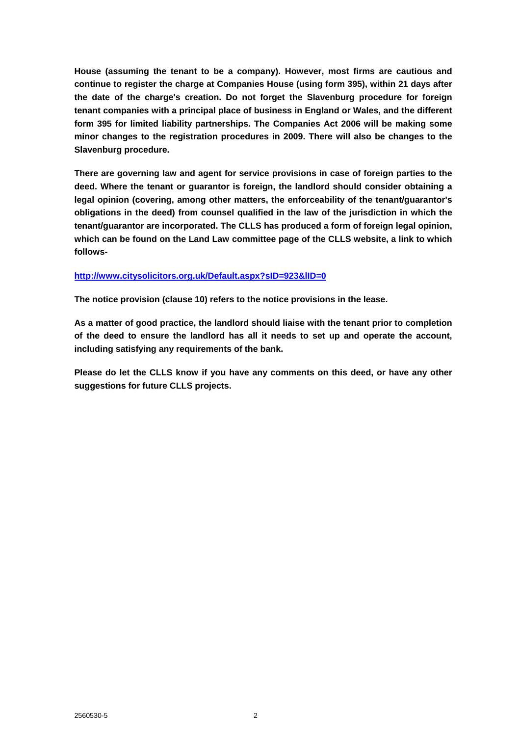**House (assuming the tenant to be a company). However, most firms are cautious and continue to register the charge at Companies House (using form 395), within 21 days after the date of the charge's creation. Do not forget the Slavenburg procedure for foreign tenant companies with a principal place of business in England or Wales, and the different form 395 for limited liability partnerships. The Companies Act 2006 will be making some minor changes to the registration procedures in 2009. There will also be changes to the Slavenburg procedure.**

**There are governing law and agent for service provisions in case of foreign parties to the deed. Where the tenant or guarantor is foreign, the landlord should consider obtaining a legal opinion (covering, among other matters, the enforceability of the tenant/guarantor's obligations in the deed) from counsel qualified in the law of the jurisdiction in which the tenant/guarantor are incorporated. The CLLS has produced a form of foreign legal opinion, which can be found on the Land Law committee page of the CLLS website, a link to which follows-**

**http://www.citysolicitors.org.uk/Default.aspx?sID=923&lID=0**

**The notice provision (clause 10) refers to the notice provisions in the lease.**

**As a matter of good practice, the landlord should liaise with the tenant prior to completion of the deed to ensure the landlord has all it needs to set up and operate the account, including satisfying any requirements of the bank.**

**Please do let the CLLS know if you have any comments on this deed, or have any other suggestions for future CLLS projects.**

2560530-5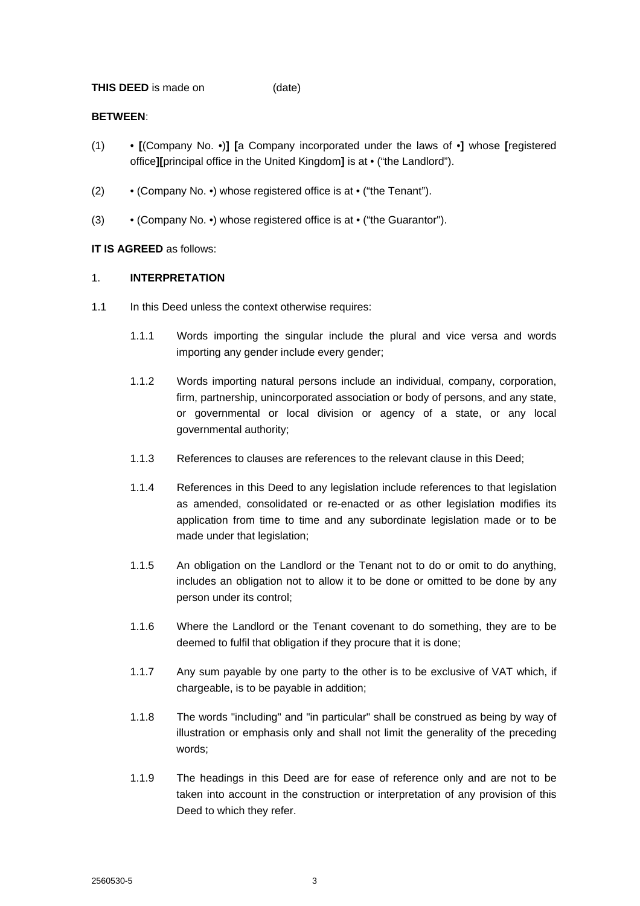**THIS DEED** is made on (date)

**BETWEEN**:

(1) • **[**(Company No. •)**]** **[**a Company incorporated under the laws of •**]** whose **[**registered office**][**principal office in the United Kingdom**]** is at • ("the Landlord").

(2) • (Company No. •) whose registered office is at • ("the Tenant").

(3) • (Company No. •) whose registered office is at • ("the Guarantor").

**IT IS AGREED** as follows:

1. **INTERPRETATION**

1.1 In this Deed unless the context otherwise requires:

1.1.1 Words importing the singular include the plural and vice versa and words importing any gender include every gender;

1.1.2 Words importing natural persons include an individual, company, corporation, firm, partnership, unincorporated association or body of persons, and any state, or governmental or local division or agency of a state, or any local governmental authority;

1.1.3 References to clauses are references to the relevant clause in this Deed;

1.1.4 References in this Deed to any legislation include references to that legislation as amended, consolidated or re-enacted or as other legislation modifies its application from time to time and any subordinate legislation made or to be made under that legislation;

1.1.5 An obligation on the Landlord or the Tenant not to do or omit to do anything, includes an obligation not to allow it to be done or omitted to be done by any person under its control;

1.1.6 Where the Landlord or the Tenant covenant to do something, they are to be deemed to fulfil that obligation if they procure that it is done;

1.1.7 Any sum payable by one party to the other is to be exclusive of VAT which, if chargeable, is to be payable in addition;

1.1.8 The words "including" and "in particular" shall be construed as being by way of illustration or emphasis only and shall not limit the generality of the preceding words;

1.1.9 The headings in this Deed are for ease of reference only and are not to be taken into account in the construction or interpretation of any provision of this Deed to which they refer.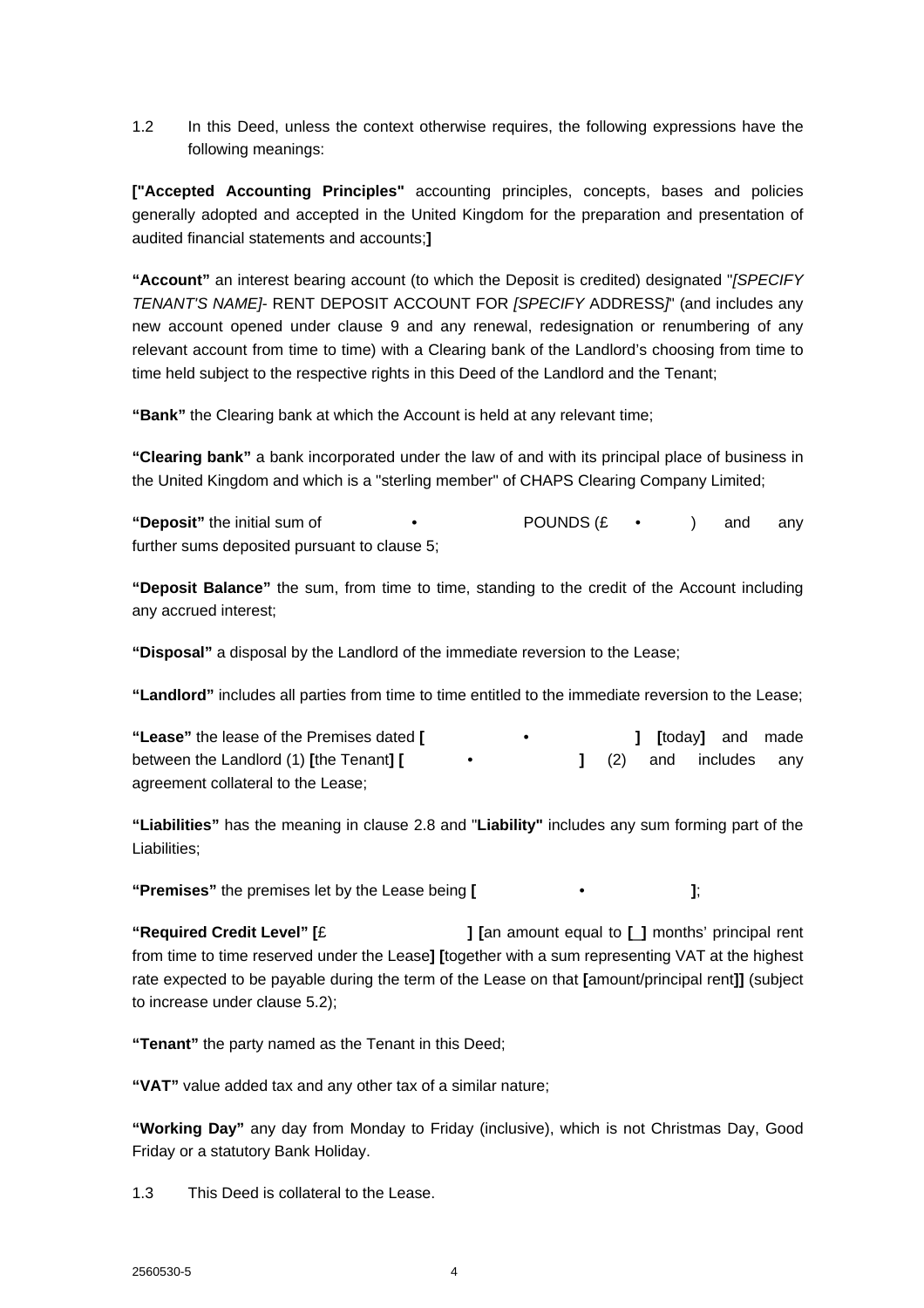1.2 In this Deed, unless the context otherwise requires, the following expressions have the following meanings:

**["Accepted Accounting Principles"** accounting principles, concepts, bases and policies generally adopted and accepted in the United Kingdom for the preparation and presentation of audited financial statements and accounts;**]**

**"Account"** an interest bearing account (to which the Deposit is credited) designated "*[SPECIFY TENANT'S NAME]*- RENT DEPOSIT ACCOUNT FOR *[SPECIFY* ADDRESS*]*" (and includes any new account opened under clause 9 and any renewal, redesignation or renumbering of any relevant account from time to time) with a Clearing bank of the Landlord's choosing from time to time held subject to the respective rights in this Deed of the Landlord and the Tenant;

**"Bank"** the Clearing bank at which the Account is held at any relevant time;

**"Clearing bank"** a bank incorporated under the law of and with its principal place of business in the United Kingdom and which is a "sterling member" of CHAPS Clearing Company Limited;

**"Deposit"** the initial sum of • POUNDS (£ • ) and any further sums deposited pursuant to clause 5;

**"Deposit Balance"** the sum, from time to time, standing to the credit of the Account including any accrued interest;

**"Disposal"** a disposal by the Landlord of the immediate reversion to the Lease;

**"Landlord"** includes all parties from time to time entitled to the immediate reversion to the Lease;

**"Lease"** the lease of the Premises dated **[** • **] [**today**]** and made between the Landlord (1) **[**the Tenant**] [** • **]** (2) and includes any agreement collateral to the Lease;

**"Liabilities"** has the meaning in clause 2.8 and "**Liability"** includes any sum forming part of the Liabilities;

**"Premises"** the premises let by the Lease being **[** • **]**;

**"Required Credit Level" [**£ **] [**an amount equal to **[ ]** months' principal rent from time to time reserved under the Lease**] [**together with a sum representing VAT at the highest rate expected to be payable during the term of the Lease on that **[**amount/principal rent**]]** (subject to increase under clause 5.2);

**"Tenant"** the party named as the Tenant in this Deed;

**"VAT"** value added tax and any other tax of a similar nature;

**"Working Day"** any day from Monday to Friday (inclusive), which is not Christmas Day, Good Friday or a statutory Bank Holiday.

1.3 This Deed is collateral to the Lease.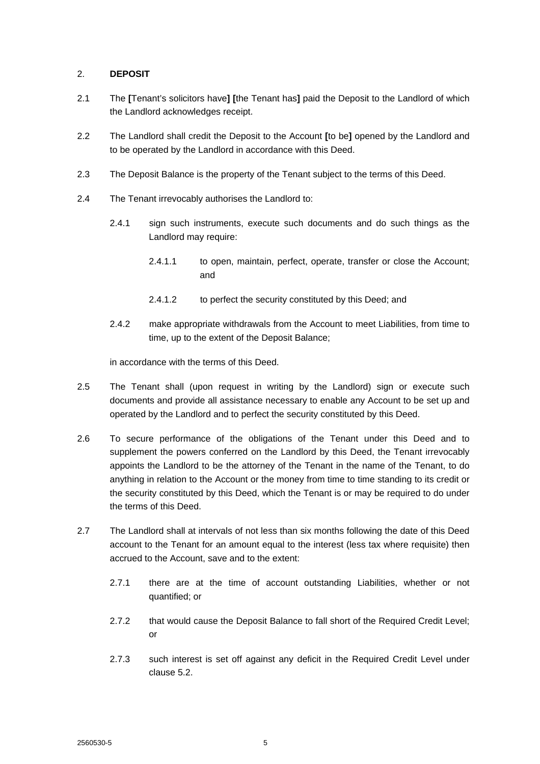## 2. **DEPOSIT**

2.1 The **[**Tenant's solicitors have**]** **[**the Tenant has**]** paid the Deposit to the Landlord of which the Landlord acknowledges receipt.

2.2 The Landlord shall credit the Deposit to the Account **[**to be**]** opened by the Landlord and to be operated by the Landlord in accordance with this Deed.

2.3 The Deposit Balance is the property of the Tenant subject to the terms of this Deed.

2.4 The Tenant irrevocably authorises the Landlord to:

2.4.1 sign such instruments, execute such documents and do such things as the Landlord may require:

2.4.1.1 to open, maintain, perfect, operate, transfer or close the Account; and

2.4.1.2 to perfect the security constituted by this Deed; and

2.4.2 make appropriate withdrawals from the Account to meet Liabilities, from time to time, up to the extent of the Deposit Balance;

in accordance with the terms of this Deed.

2.5 The Tenant shall (upon request in writing by the Landlord) sign or execute such documents and provide all assistance necessary to enable any Account to be set up and operated by the Landlord and to perfect the security constituted by this Deed.

2.6 To secure performance of the obligations of the Tenant under this Deed and to supplement the powers conferred on the Landlord by this Deed, the Tenant irrevocably appoints the Landlord to be the attorney of the Tenant in the name of the Tenant, to do anything in relation to the Account or the money from time to time standing to its credit or the security constituted by this Deed, which the Tenant is or may be required to do under the terms of this Deed.

2.7 The Landlord shall at intervals of not less than six months following the date of this Deed account to the Tenant for an amount equal to the interest (less tax where requisite) then accrued to the Account, save and to the extent:

2.7.1 there are at the time of account outstanding Liabilities, whether or not quantified; or

2.7.2 that would cause the Deposit Balance to fall short of the Required Credit Level; or

2.7.3 such interest is set off against any deficit in the Required Credit Level under clause 5.2.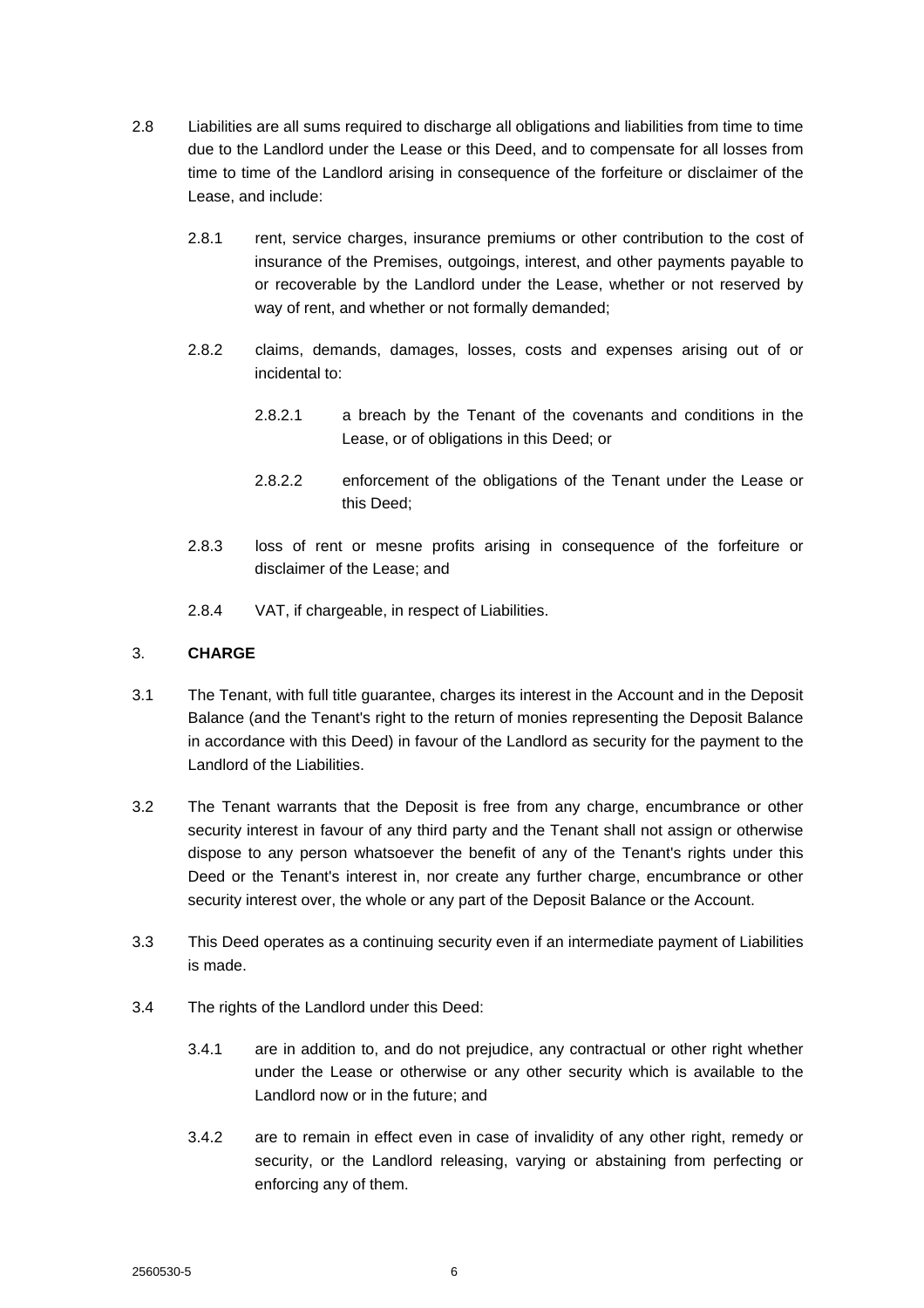2.8 Liabilities are all sums required to discharge all obligations and liabilities from time to time due to the Landlord under the Lease or this Deed, and to compensate for all losses from time to time of the Landlord arising in consequence of the forfeiture or disclaimer of the Lease, and include:

2.8.1 rent, service charges, insurance premiums or other contribution to the cost of insurance of the Premises, outgoings, interest, and other payments payable to or recoverable by the Landlord under the Lease, whether or not reserved by way of rent, and whether or not formally demanded;

2.8.2 claims, demands, damages, losses, costs and expenses arising out of or incidental to:

2.8.2.1 a breach by the Tenant of the covenants and conditions in the Lease, or of obligations in this Deed; or

2.8.2.2 enforcement of the obligations of the Tenant under the Lease or this Deed;

2.8.3 loss of rent or mesne profits arising in consequence of the forfeiture or disclaimer of the Lease; and

2.8.4 VAT, if chargeable, in respect of Liabilities.

## 3. **CHARGE**

3.1 The Tenant, with full title guarantee, charges its interest in the Account and in the Deposit Balance (and the Tenant's right to the return of monies representing the Deposit Balance in accordance with this Deed) in favour of the Landlord as security for the payment to the Landlord of the Liabilities.

3.2 The Tenant warrants that the Deposit is free from any charge, encumbrance or other security interest in favour of any third party and the Tenant shall not assign or otherwise dispose to any person whatsoever the benefit of any of the Tenant's rights under this Deed or the Tenant's interest in, nor create any further charge, encumbrance or other security interest over, the whole or any part of the Deposit Balance or the Account.

3.3 This Deed operates as a continuing security even if an intermediate payment of Liabilities is made.

3.4 The rights of the Landlord under this Deed:

3.4.1 are in addition to, and do not prejudice, any contractual or other right whether under the Lease or otherwise or any other security which is available to the Landlord now or in the future; and

3.4.2 are to remain in effect even in case of invalidity of any other right, remedy or security, or the Landlord releasing, varying or abstaining from perfecting or enforcing any of them.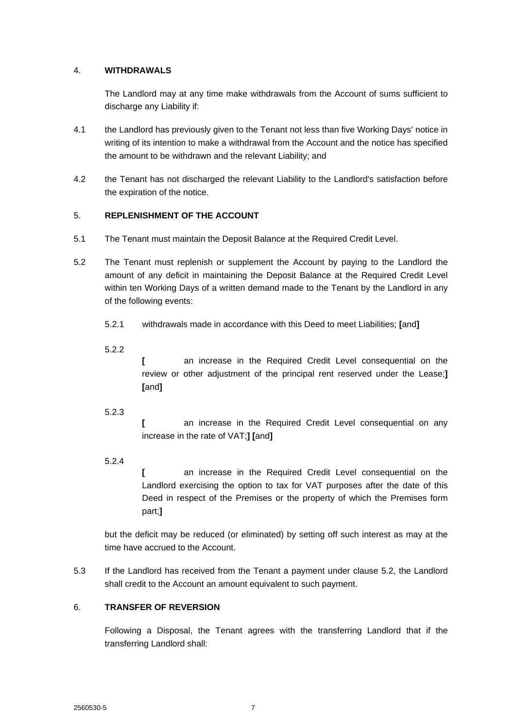## 4. WITHDRAWALS

The Landlord may at any time make withdrawals from the Account of sums sufficient to discharge any Liability if:

4.1 the Landlord has previously given to the Tenant not less than five Working Days' notice in writing of its intention to make a withdrawal from the Account and the notice has specified the amount to be withdrawn and the relevant Liability; and

4.2 the Tenant has not discharged the relevant Liability to the Landlord's satisfaction before the expiration of the notice.

## 5. REPLENISHMENT OF THE ACCOUNT

5.1 The Tenant must maintain the Deposit Balance at the Required Credit Level.

5.2 The Tenant must replenish or supplement the Account by paying to the Landlord the amount of any deficit in maintaining the Deposit Balance at the Required Credit Level within ten Working Days of a written demand made to the Tenant by the Landlord in any of the following events:

5.2.1 withdrawals made in accordance with this Deed to meet Liabilities; **[**and**]**

5.2.2 **[** an increase in the Required Credit Level consequential on the review or other adjustment of the principal rent reserved under the Lease;**]** **[**and**]**

5.2.3 **[** an increase in the Required Credit Level consequential on any increase in the rate of VAT;**]** **[**and**]**

5.2.4 **[** an increase in the Required Credit Level consequential on the Landlord exercising the option to tax for VAT purposes after the date of this Deed in respect of the Premises or the property of which the Premises form part;**]**

but the deficit may be reduced (or eliminated) by setting off such interest as may at the time have accrued to the Account.

5.3 If the Landlord has received from the Tenant a payment under clause 5.2, the Landlord shall credit to the Account an amount equivalent to such payment.

## 6. TRANSFER OF REVERSION

Following a Disposal, the Tenant agrees with the transferring Landlord that if the transferring Landlord shall: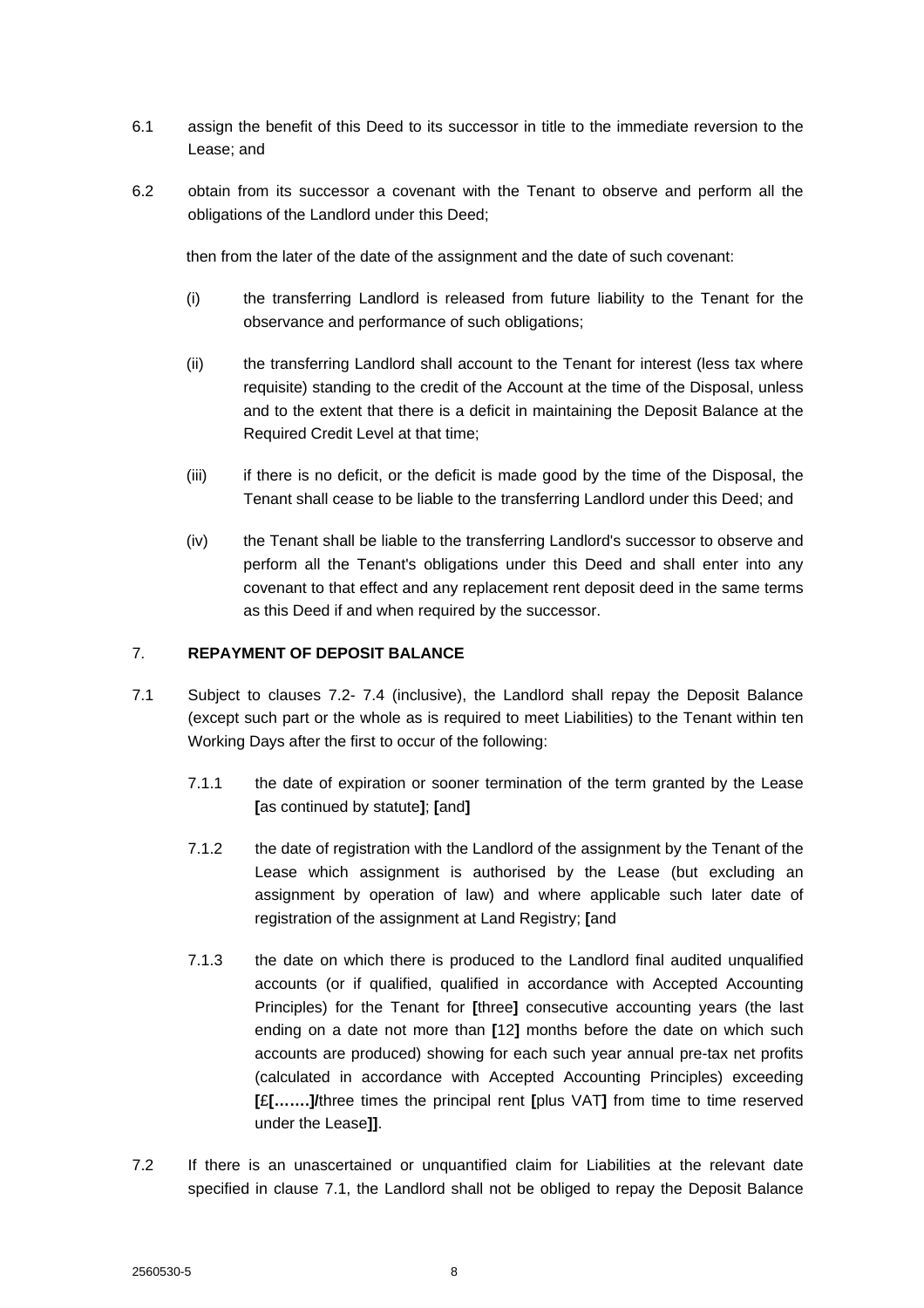6.1 assign the benefit of this Deed to its successor in title to the immediate reversion to the Lease; and

6.2 obtain from its successor a covenant with the Tenant to observe and perform all the obligations of the Landlord under this Deed;

then from the later of the date of the assignment and the date of such covenant:

(i) the transferring Landlord is released from future liability to the Tenant for the observance and performance of such obligations;

(ii) the transferring Landlord shall account to the Tenant for interest (less tax where requisite) standing to the credit of the Account at the time of the Disposal, unless and to the extent that there is a deficit in maintaining the Deposit Balance at the Required Credit Level at that time;

(iii) if there is no deficit, or the deficit is made good by the time of the Disposal, the Tenant shall cease to be liable to the transferring Landlord under this Deed; and

(iv) the Tenant shall be liable to the transferring Landlord's successor to observe and perform all the Tenant's obligations under this Deed and shall enter into any covenant to that effect and any replacement rent deposit deed in the same terms as this Deed if and when required by the successor.

## 7. **REPAYMENT OF DEPOSIT BALANCE**

7.1 Subject to clauses 7.2- 7.4 (inclusive), the Landlord shall repay the Deposit Balance (except such part or the whole as is required to meet Liabilities) to the Tenant within ten Working Days after the first to occur of the following:

7.1.1 the date of expiration or sooner termination of the term granted by the Lease **[**as continued by statute**]**; **[**and**]**

7.1.2 the date of registration with the Landlord of the assignment by the Tenant of the Lease which assignment is authorised by the Lease (but excluding an assignment by operation of law) and where applicable such later date of registration of the assignment at Land Registry; **[**and

7.1.3 the date on which there is produced to the Landlord final audited unqualified accounts (or if qualified, qualified in accordance with Accepted Accounting Principles) for the Tenant for **[**three**]** consecutive accounting years (the last ending on a date not more than **[**12**]** months before the date on which such accounts are produced) showing for each such year annual pre-tax net profits (calculated in accordance with Accepted Accounting Principles) exceeding **[**£**[…….]/**three times the principal rent **[**plus VAT**]** from time to time reserved under the Lease**]]**.

7.2 If there is an unascertained or unquantified claim for Liabilities at the relevant date specified in clause 7.1, the Landlord shall not be obliged to repay the Deposit Balance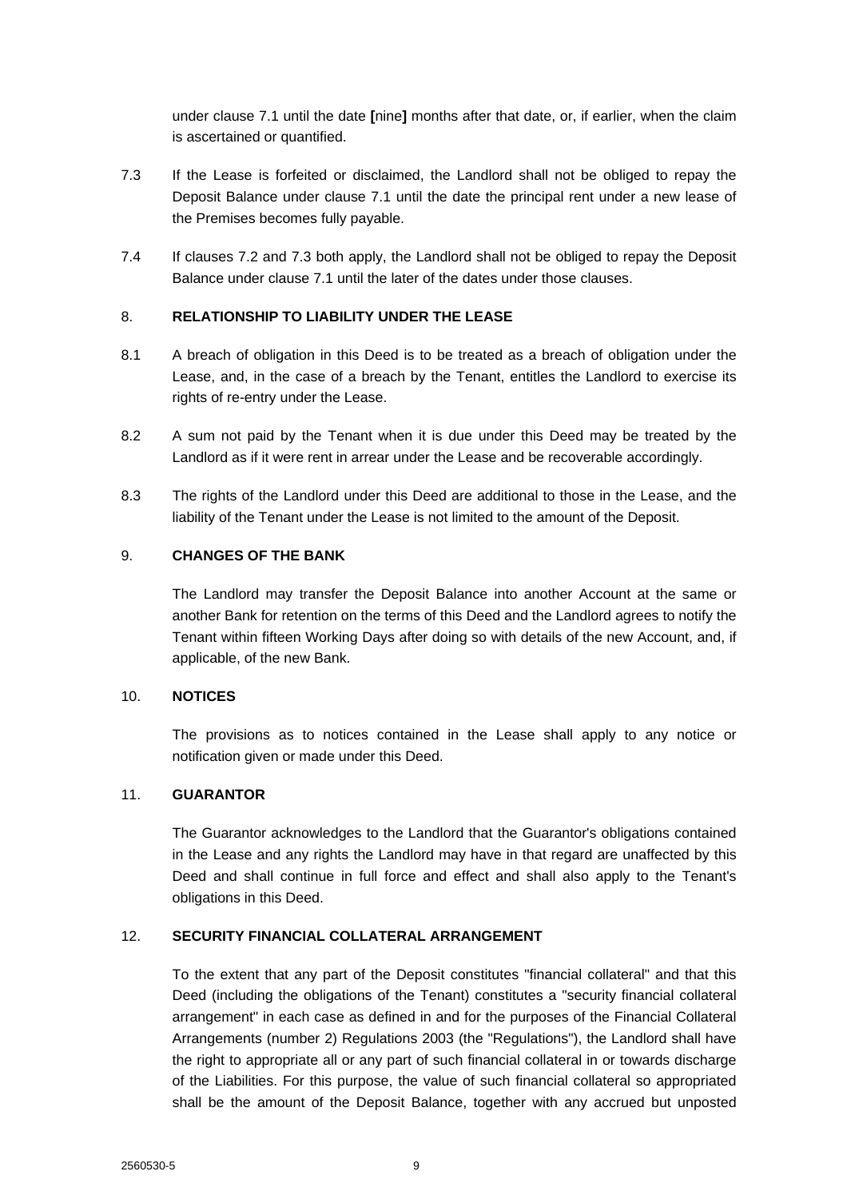under clause 7.1 until the date **[**nine**]** months after that date, or, if earlier, when the claim is ascertained or quantified.

7.3 If the Lease is forfeited or disclaimed, the Landlord shall not be obliged to repay the Deposit Balance under clause 7.1 until the date the principal rent under a new lease of the Premises becomes fully payable.

7.4 If clauses 7.2 and 7.3 both apply, the Landlord shall not be obliged to repay the Deposit Balance under clause 7.1 until the later of the dates under those clauses.

## 8. RELATIONSHIP TO LIABILITY UNDER THE LEASE

8.1 A breach of obligation in this Deed is to be treated as a breach of obligation under the Lease, and, in the case of a breach by the Tenant, entitles the Landlord to exercise its rights of re-entry under the Lease.

8.2 A sum not paid by the Tenant when it is due under this Deed may be treated by the Landlord as if it were rent in arrear under the Lease and be recoverable accordingly.

8.3 The rights of the Landlord under this Deed are additional to those in the Lease, and the liability of the Tenant under the Lease is not limited to the amount of the Deposit.

## 9. CHANGES OF THE BANK

The Landlord may transfer the Deposit Balance into another Account at the same or another Bank for retention on the terms of this Deed and the Landlord agrees to notify the Tenant within fifteen Working Days after doing so with details of the new Account, and, if applicable, of the new Bank.

## 10. NOTICES

The provisions as to notices contained in the Lease shall apply to any notice or notification given or made under this Deed.

## 11. GUARANTOR

The Guarantor acknowledges to the Landlord that the Guarantor's obligations contained in the Lease and any rights the Landlord may have in that regard are unaffected by this Deed and shall continue in full force and effect and shall also apply to the Tenant's obligations in this Deed.

## 12. SECURITY FINANCIAL COLLATERAL ARRANGEMENT

To the extent that any part of the Deposit constitutes "financial collateral" and that this Deed (including the obligations of the Tenant) constitutes a "security financial collateral arrangement" in each case as defined in and for the purposes of the Financial Collateral Arrangements (number 2) Regulations 2003 (the "Regulations"), the Landlord shall have the right to appropriate all or any part of such financial collateral in or towards discharge of the Liabilities. For this purpose, the value of such financial collateral so appropriated shall be the amount of the Deposit Balance, together with any accrued but unposted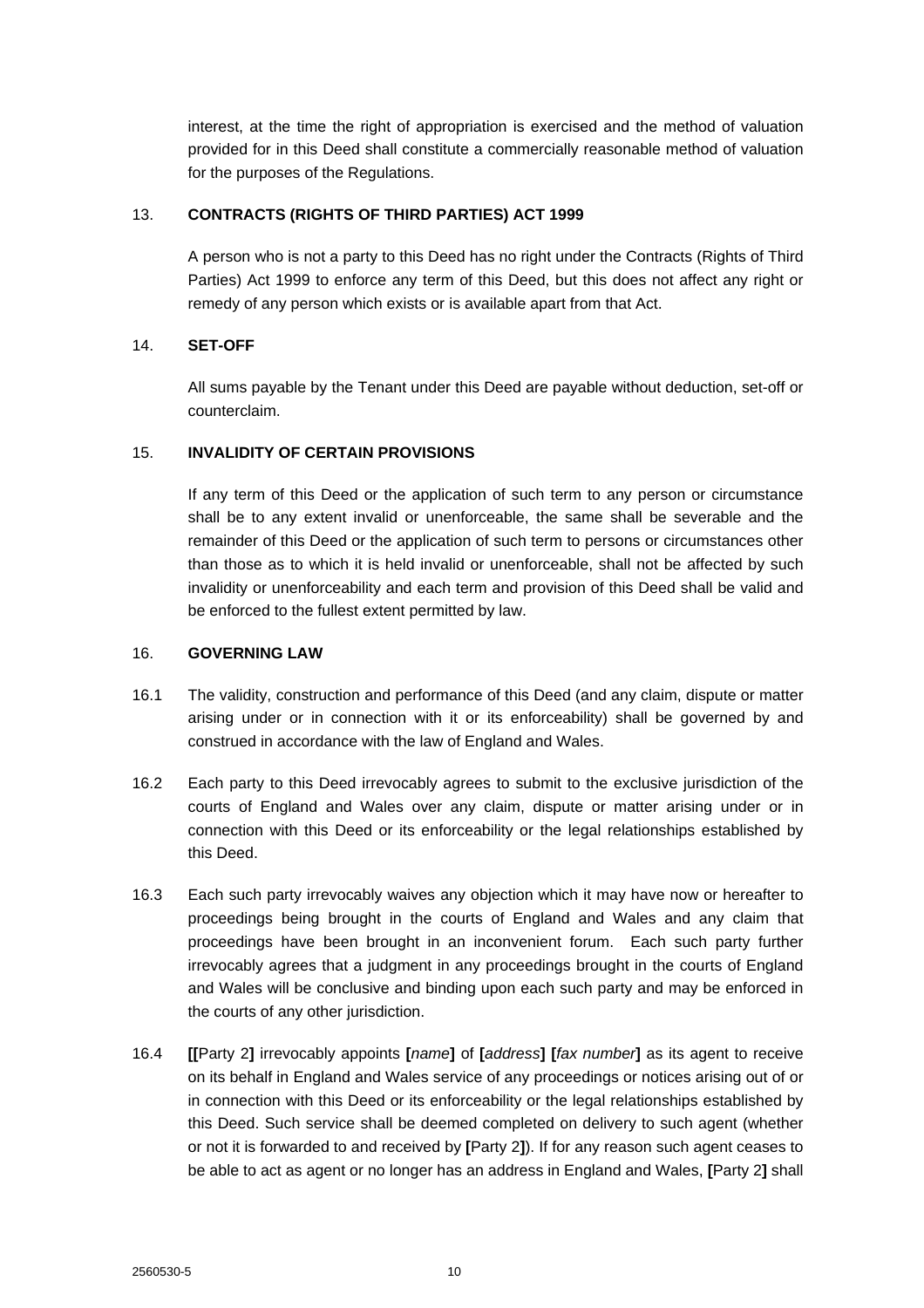interest, at the time the right of appropriation is exercised and the method of valuation provided for in this Deed shall constitute a commercially reasonable method of valuation for the purposes of the Regulations.

13. **CONTRACTS (RIGHTS OF THIRD PARTIES) ACT 1999**

A person who is not a party to this Deed has no right under the Contracts (Rights of Third Parties) Act 1999 to enforce any term of this Deed, but this does not affect any right or remedy of any person which exists or is available apart from that Act.

14. **SET-OFF**

All sums payable by the Tenant under this Deed are payable without deduction, set-off or counterclaim.

15. **INVALIDITY OF CERTAIN PROVISIONS**

If any term of this Deed or the application of such term to any person or circumstance shall be to any extent invalid or unenforceable, the same shall be severable and the remainder of this Deed or the application of such term to persons or circumstances other than those as to which it is held invalid or unenforceable, shall not be affected by such invalidity or unenforceability and each term and provision of this Deed shall be valid and be enforced to the fullest extent permitted by law.

16. **GOVERNING LAW**

16.1 The validity, construction and performance of this Deed (and any claim, dispute or matter arising under or in connection with it or its enforceability) shall be governed by and construed in accordance with the law of England and Wales.

16.2 Each party to this Deed irrevocably agrees to submit to the exclusive jurisdiction of the courts of England and Wales over any claim, dispute or matter arising under or in connection with this Deed or its enforceability or the legal relationships established by this Deed.

16.3 Each such party irrevocably waives any objection which it may have now or hereafter to proceedings being brought in the courts of England and Wales and any claim that proceedings have been brought in an inconvenient forum. Each such party further irrevocably agrees that a judgment in any proceedings brought in the courts of England and Wales will be conclusive and binding upon each such party and may be enforced in the courts of any other jurisdiction.

16.4 **[[**Party 2**]** irrevocably appoints **[***name***]** of **[***address***] [***fax number***]** as its agent to receive on its behalf in England and Wales service of any proceedings or notices arising out of or in connection with this Deed or its enforceability or the legal relationships established by this Deed. Such service shall be deemed completed on delivery to such agent (whether or not it is forwarded to and received by **[**Party 2**]**). If for any reason such agent ceases to be able to act as agent or no longer has an address in England and Wales, **[**Party 2**]** shall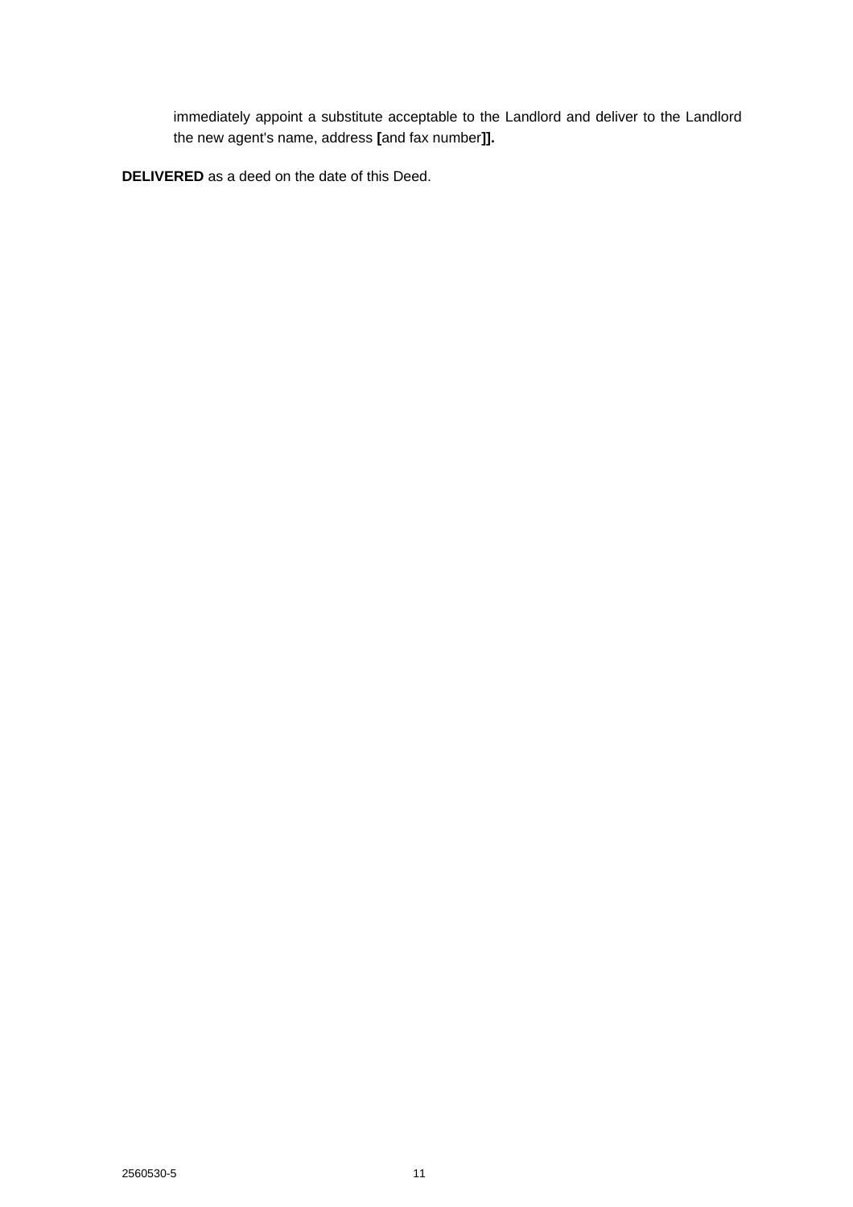immediately appoint a substitute acceptable to the Landlord and deliver to the Landlord the new agent's name, address **[**and fax number**]].**

**DELIVERED** as a deed on the date of this Deed.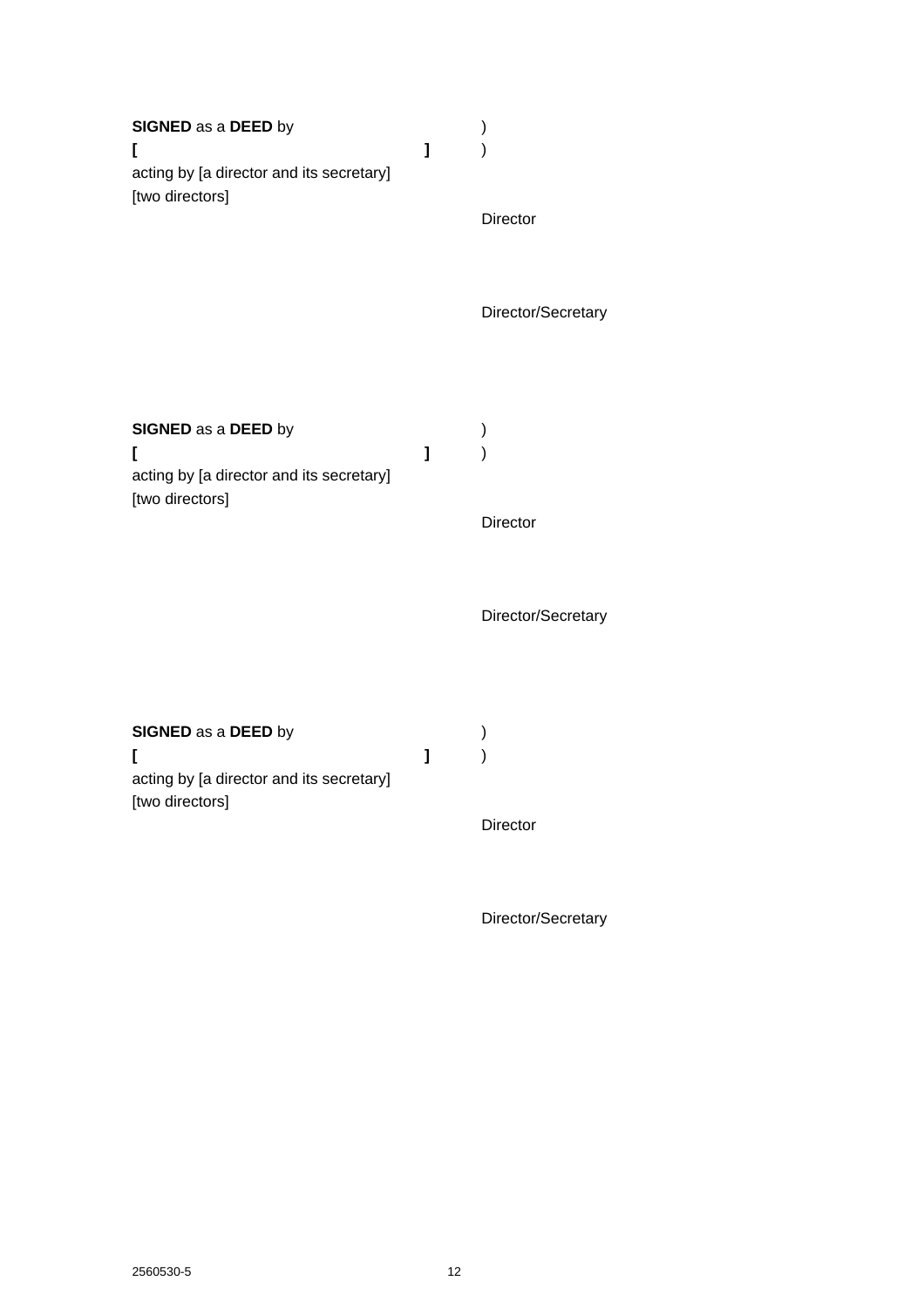**SIGNED** as a **DEED** by )
**[ ]** )
acting by [a director and its secretary]
[two directors]

Director

Director/Secretary

**SIGNED** as a **DEED** by )
**[ ]** )
acting by [a director and its secretary]
[two directors]

Director

Director/Secretary

**SIGNED** as a **DEED** by )
**[ ]** )
acting by [a director and its secretary]
[two directors]

Director

Director/Secretary

2560530-5